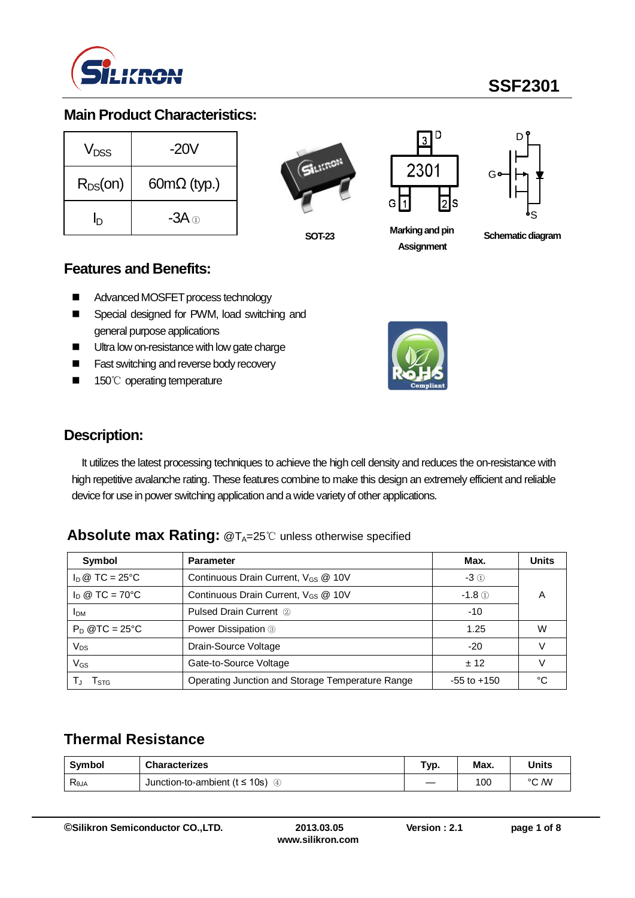SSF2301

## Main Product Characteristics:

| $V_{DSS}$ | -20V |
|---|---|
| $R_{DS}(on)$ | 60mΩ (typ.) |
| $I_D$ | -3A ① |

SOT-23

Marking and pin Assignment

Schematic diagram

## Features and Benefits:

- Advanced MOSFET process technology
- Special designed for PWM, load switching and general purpose applications
- Ultra low on-resistance with low gate charge
- Fast switching and reverse body recovery
- 150℃ operating temperature

## Description:

It utilizes the latest processing techniques to achieve the high cell density and reduces the on-resistance with high repetitive avalanche rating. These features combine to make this design an extremely efficient and reliable device for use in power switching application and a wide variety of other applications.

## Absolute max Rating: @$T_A$=25℃ unless otherwise specified

| Symbol | Parameter | Max. | Units |
|---|---|---|---|
| $I_D$ @ TC = 25°C | Continuous Drain Current, $V_{GS}$ @ 10V | -3 ① | A |
| $I_D$ @ TC = 70°C | Continuous Drain Current, $V_{GS}$ @ 10V | -1.8 ① | |
| $I_{DM}$ | Pulsed Drain Current ② | -10 | |
| $P_D$ @TC = 25°C | Power Dissipation ③ | 1.25 | W |
| $V_{DS}$ | Drain-Source Voltage | -20 | V |
| $V_{GS}$ | Gate-to-Source Voltage | ± 12 | V |
| $T_J$ $T_{STG}$ | Operating Junction and Storage Temperature Range | -55 to +150 | °C |

## Thermal Resistance

| Symbol | Characterizes | Typ. | Max. | Units |
|---|---|---|---|---|
| $R_{\theta JA}$ | Junction-to-ambient (t ≤ 10s) ④ | — | 100 | °C /W |

©Silikron Semiconductor CO.,LTD. 2013.03.05 www.silikron.com Version : 2.1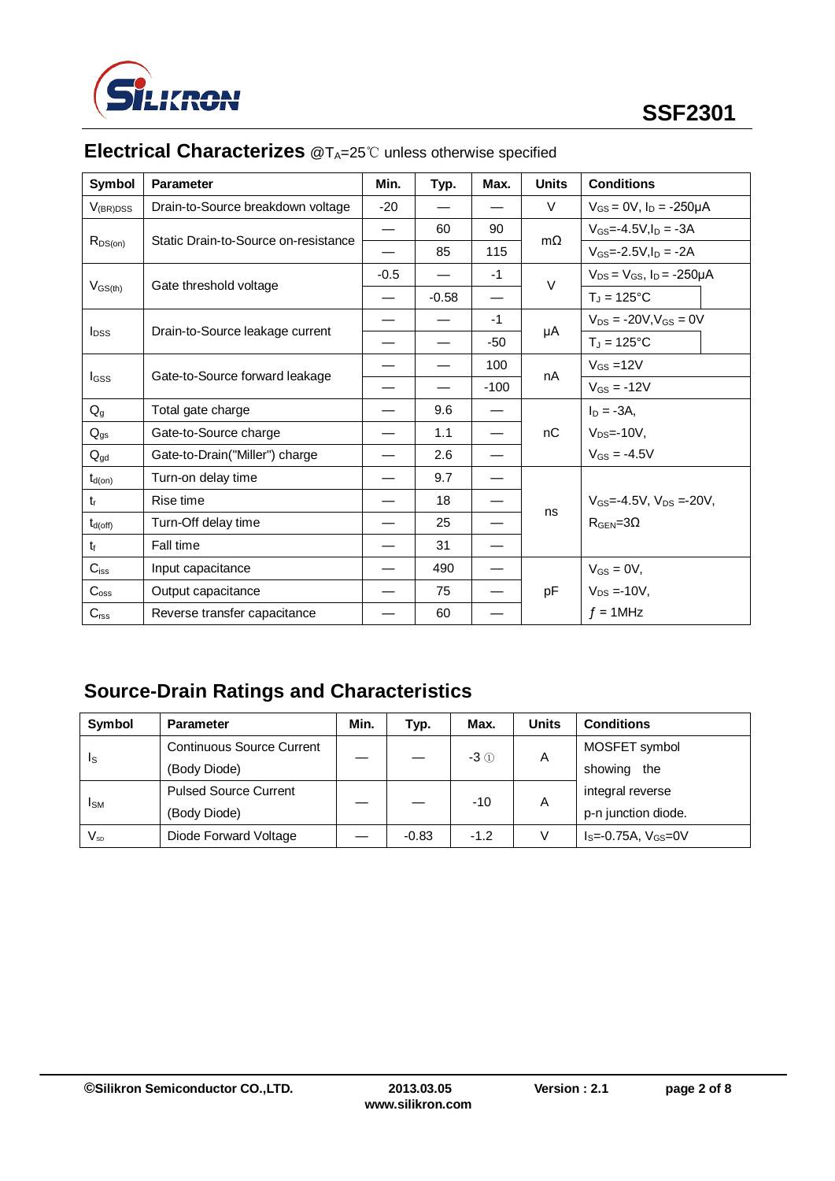## Electrical Characterizes @$T_A$=25℃ unless otherwise specified

| Symbol | Parameter | Min. | Typ. | Max. | Units | Conditions |
|---|---|---|---|---|---|---|
| $V_{(BR)DSS}$ | Drain-to-Source breakdown voltage | -20 | — | — | V | $V_{GS}$ = 0V, $I_D$ = -250μA |
| $R_{DS(on)}$ | Static Drain-to-Source on-resistance | — | 60 | 90 | mΩ | $V_{GS}$=-4.5V,$I_D$ = -3A |
| | | — | 85 | 115 | | $V_{GS}$=-2.5V,$I_D$ = -2A |
| $V_{GS(th)}$ | Gate threshold voltage | -0.5 | — | -1 | V | $V_{DS}$ = $V_{GS}$, $I_D$ = -250μA |
| | | — | -0.58 | — | | $T_J$ = 125°C |
| $I_{DSS}$ | Drain-to-Source leakage current | — | — | -1 | μA | $V_{DS}$ = -20V,$V_{GS}$ = 0V |
| | | — | — | -50 | | $T_J$ = 125°C |
| $I_{GSS}$ | Gate-to-Source forward leakage | — | — | 100 | nA | $V_{GS}$ =12V |
| | | — | — | -100 | | $V_{GS}$ = -12V |
| $Q_g$ | Total gate charge | — | 9.6 | — | nC | $I_D$ = -3A, |
| $Q_{gs}$ | Gate-to-Source charge | — | 1.1 | — | | $V_{DS}$=-10V, |
| $Q_{gd}$ | Gate-to-Drain("Miller") charge | — | 2.6 | — | | $V_{GS}$ = -4.5V |
| $t_{d(on)}$ | Turn-on delay time | — | 9.7 | — | ns | $V_{GS}$=-4.5V, $V_{DS}$ =-20V, |
| $t_r$ | Rise time | — | 18 | — | | $R_{GEN}$=3Ω |
| $t_{d(off)}$ | Turn-Off delay time | — | 25 | — | | |
| $t_f$ | Fall time | — | 31 | — | | |
| $C_{iss}$ | Input capacitance | — | 490 | — | pF | $V_{GS}$ = 0V, |
| $C_{oss}$ | Output capacitance | — | 75 | — | | $V_{DS}$ =-10V, |
| $C_{rss}$ | Reverse transfer capacitance | — | 60 | — | | $f$ = 1MHz |

## Source-Drain Ratings and Characteristics

| Symbol | Parameter | Min. | Typ. | Max. | Units | Conditions |
|---|---|---|---|---|---|---|
| $I_S$ | Continuous Source Current (Body Diode) | — | — | -3 ① | A | MOSFET symbol showing the |
| $I_{SM}$ | Pulsed Source Current (Body Diode) | — | — | -10 | A | integral reverse p-n junction diode. |
| $V_{SD}$ | Diode Forward Voltage | — | -0.83 | -1.2 | V | $I_S$=-0.75A, $V_{GS}$=0V |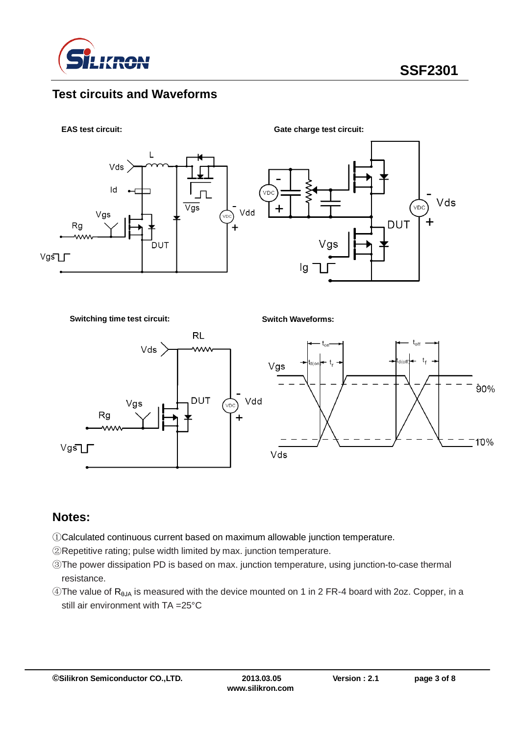## Test circuits and Waveforms

**EAS test circuit:**

**Gate charge test circuit:**

**Switching time test circuit:**

**Switch Waveforms:**

## Notes:

①Calculated continuous current based on maximum allowable junction temperature.

②Repetitive rating; pulse width limited by max. junction temperature.

③The power dissipation PD is based on max. junction temperature, using junction-to-case thermal resistance.

④The value of $R_{\theta JA}$ is measured with the device mounted on 1 in 2 FR-4 board with 2oz. Copper, in a still air environment with TA =25°C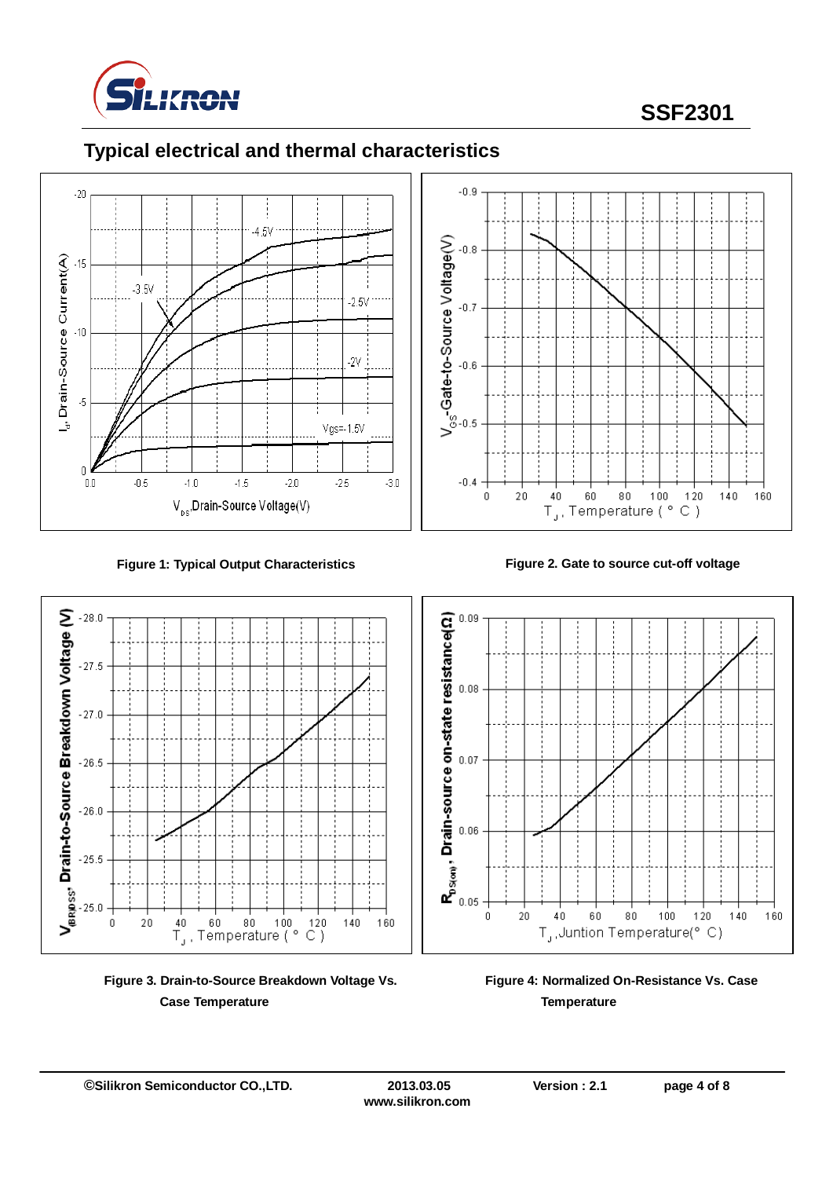## Typical electrical and thermal characteristics

**Figure 1: Typical Output Characteristics**

**Figure 2. Gate to source cut-off voltage**

**Figure 3. Drain-to-Source Breakdown Voltage Vs. Case Temperature**

**Figure 4: Normalized On-Resistance Vs. Case Temperature**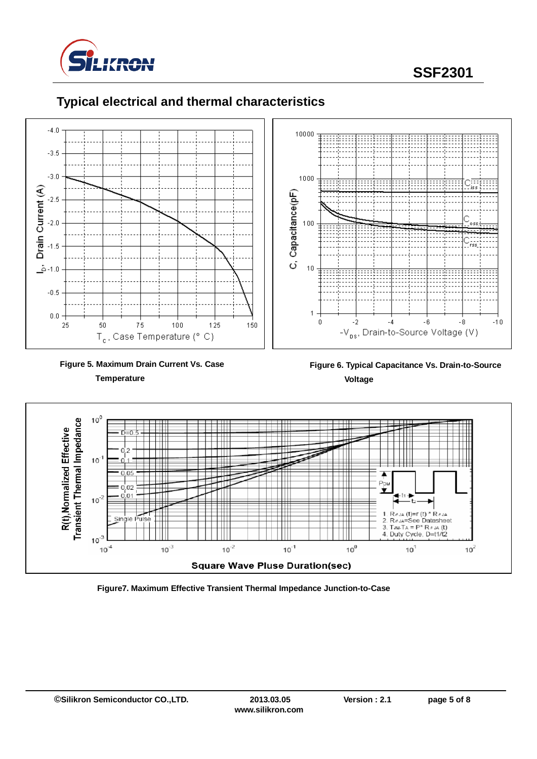## Typical electrical and thermal characteristics

Figure 5. Maximum Drain Current Vs. Case Temperature

Figure 6. Typical Capacitance Vs. Drain-to-Source Voltage

Figure7. Maximum Effective Transient Thermal Impedance Junction-to-Case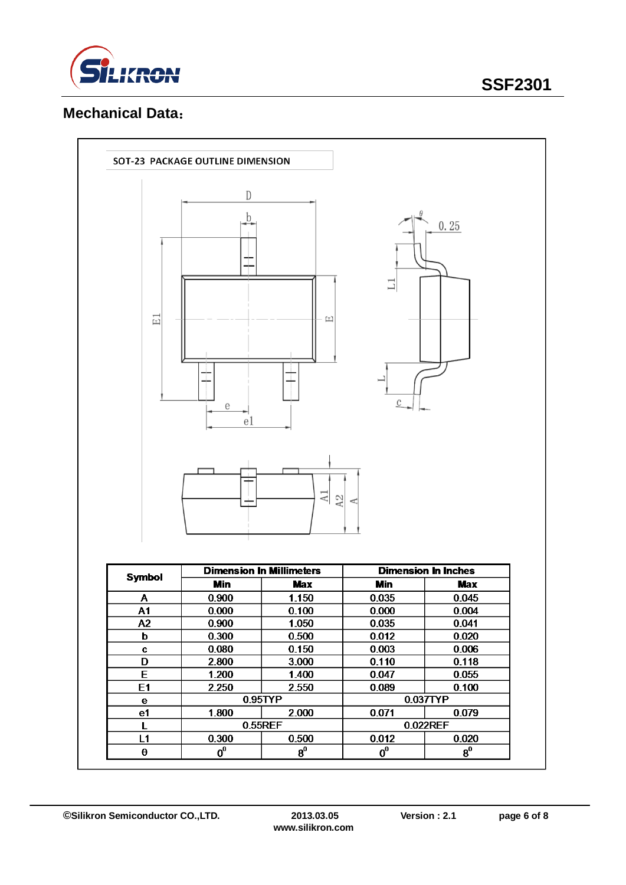## Mechanical Data：

SOT-23 PACKAGE OUTLINE DIMENSION

| Symbol | Dimension In Millimeters | | Dimension In Inches | |
|---|---|---|---|---|
| | Min | Max | Min | Max |
| A | 0.900 | 1.150 | 0.035 | 0.045 |
| A1 | 0.000 | 0.100 | 0.000 | 0.004 |
| A2 | 0.900 | 1.050 | 0.035 | 0.041 |
| b | 0.300 | 0.500 | 0.012 | 0.020 |
| c | 0.080 | 0.150 | 0.003 | 0.006 |
| D | 2.800 | 3.000 | 0.110 | 0.118 |
| E | 1.200 | 1.400 | 0.047 | 0.055 |
| E1 | 2.250 | 2.550 | 0.089 | 0.100 |
| e | 0.95TYP | | 0.037TYP | |
| e1 | 1.800 | 2.000 | 0.071 | 0.079 |
| L | 0.55REF | | 0.022REF | |
| L1 | 0.300 | 0.500 | 0.012 | 0.020 |
| θ | $0^0$ | $8^0$ | $0^0$ | $8^0$ |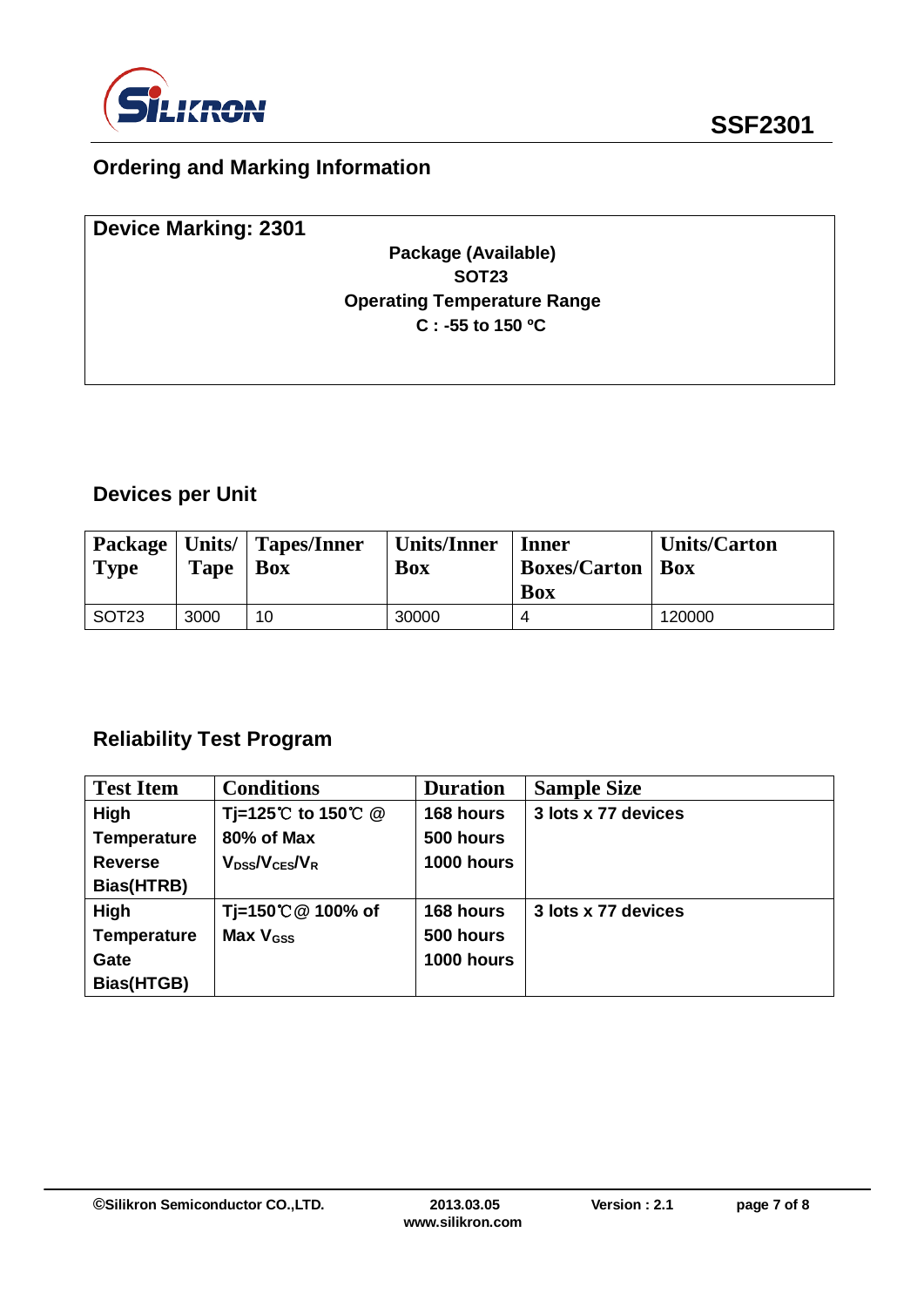## Ordering and Marking Information

**Device Marking: 2301**

**Package (Available)**
**SOT23**
**Operating Temperature Range**
**C : -55 to 150 ºC**

## Devices per Unit

| Package Type | Units/ Tape | Tapes/Inner Box | Units/Inner Box | Inner Boxes/Carton Box | Units/Carton Box |
|---|---|---|---|---|---|
| SOT23 | 3000 | 10 | 30000 | 4 | 120000 |

## Reliability Test Program

| Test Item | Conditions | Duration | Sample Size |
|---|---|---|---|
| **High Temperature Reverse Bias(HTRB)** | **Tj=125℃ to 150℃ @ 80% of Max $V_{DSS}$/$V_{CES}$/$V_R$** | **168 hours 500 hours 1000 hours** | **3 lots x 77 devices** |
| **High Temperature Gate Bias(HTGB)** | **Tj=150℃@ 100% of Max $V_{GSS}$** | **168 hours 500 hours 1000 hours** | **3 lots x 77 devices** |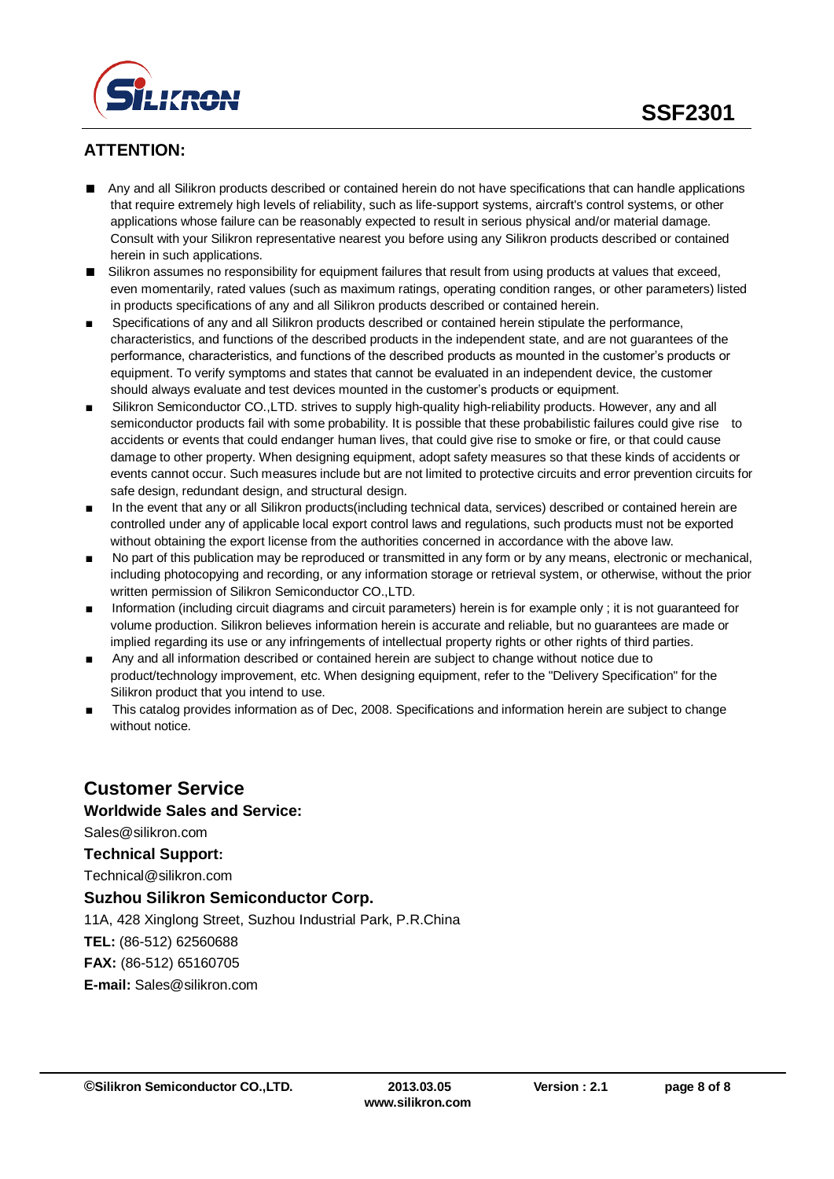## ATTENTION:

- Any and all Silikron products described or contained herein do not have specifications that can handle applications that require extremely high levels of reliability, such as life-support systems, aircraft's control systems, or other applications whose failure can be reasonably expected to result in serious physical and/or material damage. Consult with your Silikron representative nearest you before using any Silikron products described or contained herein in such applications.
- Silikron assumes no responsibility for equipment failures that result from using products at values that exceed, even momentarily, rated values (such as maximum ratings, operating condition ranges, or other parameters) listed in products specifications of any and all Silikron products described or contained herein.
- Specifications of any and all Silikron products described or contained herein stipulate the performance, characteristics, and functions of the described products in the independent state, and are not guarantees of the performance, characteristics, and functions of the described products as mounted in the customer's products or equipment. To verify symptoms and states that cannot be evaluated in an independent device, the customer should always evaluate and test devices mounted in the customer's products or equipment.
- Silikron Semiconductor CO.,LTD. strives to supply high-quality high-reliability products. However, any and all semiconductor products fail with some probability. It is possible that these probabilistic failures could give rise to accidents or events that could endanger human lives, that could give rise to smoke or fire, or that could cause damage to other property. When designing equipment, adopt safety measures so that these kinds of accidents or events cannot occur. Such measures include but are not limited to protective circuits and error prevention circuits for safe design, redundant design, and structural design.
- In the event that any or all Silikron products(including technical data, services) described or contained herein are controlled under any of applicable local export control laws and regulations, such products must not be exported without obtaining the export license from the authorities concerned in accordance with the above law.
- No part of this publication may be reproduced or transmitted in any form or by any means, electronic or mechanical, including photocopying and recording, or any information storage or retrieval system, or otherwise, without the prior written permission of Silikron Semiconductor CO.,LTD.
- Information (including circuit diagrams and circuit parameters) herein is for example only ; it is not guaranteed for volume production. Silikron believes information herein is accurate and reliable, but no guarantees are made or implied regarding its use or any infringements of intellectual property rights or other rights of third parties.
- Any and all information described or contained herein are subject to change without notice due to product/technology improvement, etc. When designing equipment, refer to the "Delivery Specification" for the Silikron product that you intend to use.
- This catalog provides information as of Dec, 2008. Specifications and information herein are subject to change without notice.

## Customer Service

### Worldwide Sales and Service:

Sales@silikron.com

### Technical Support:

Technical@silikron.com

### Suzhou Silikron Semiconductor Corp.

11A, 428 Xinglong Street, Suzhou Industrial Park, P.R.China

**TEL:** (86-512) 62560688

**FAX:** (86-512) 65160705

**E-mail:** Sales@silikron.com